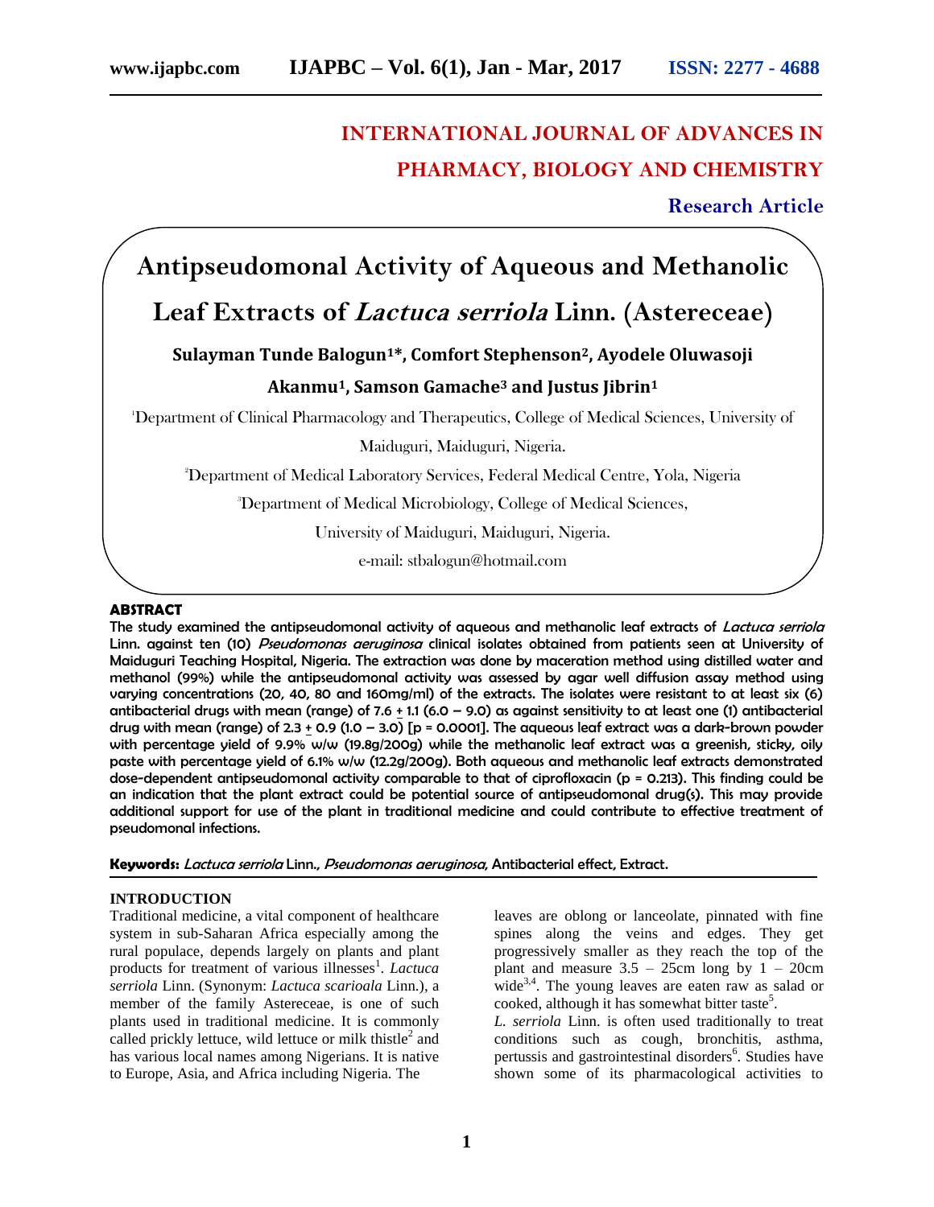# INTERNATIONAL JOURNAL OF ADVANCES IN PHARMACY, BIOLOGY AND CHEMISTRY

**Research Article**

# Antipseudomonal Activity of Aqueous and Methanolic Leaf Extracts of *Lactuca serriola* Linn. (Astereceae)

**Sulayman Tunde Balogun[1]*, Comfort Stephenson[2], Ayodele Oluwasoji Akanmu[1], Samson Gamache[3] and Justus Jibrin[1]**

[1]Department of Clinical Pharmacology and Therapeutics, College of Medical Sciences, University of Maiduguri, Maiduguri, Nigeria.

[2]Department of Medical Laboratory Services, Federal Medical Centre, Yola, Nigeria

[3]Department of Medical Microbiology, College of Medical Sciences, University of Maiduguri, Maiduguri, Nigeria.

e-mail: stbalogun@hotmail.com

## ABSTRACT

The study examined the antipseudomonal activity of aqueous and methanolic leaf extracts of *Lactuca serriola* Linn. against ten (10) *Pseudomonas aeruginosa* clinical isolates obtained from patients seen at University of Maiduguri Teaching Hospital, Nigeria. The extraction was done by maceration method using distilled water and methanol (99%) while the antipseudomonal activity was assessed by agar well diffusion assay method using varying concentrations (20, 40, 80 and 160mg/ml) of the extracts. The isolates were resistant to at least six (6) antibacterial drugs with mean (range) of 7.6 $\pm$ 1.1 (6.0 – 9.0) as against sensitivity to at least one (1) antibacterial drug with mean (range) of 2.3 $\pm$ 0.9 (1.0 – 3.0) [p = 0.0001]. The aqueous leaf extract was a dark-brown powder with percentage yield of 9.9% w/w (19.8g/200g) while the methanolic leaf extract was a greenish, sticky, oily paste with percentage yield of 6.1% w/w (12.2g/200g). Both aqueous and methanolic leaf extracts demonstrated dose-dependent antipseudomonal activity comparable to that of ciprofloxacin (p = 0.213). This finding could be an indication that the plant extract could be potential source of antipseudomonal drug(s). This may provide additional support for use of the plant in traditional medicine and could contribute to effective treatment of pseudomonal infections.

**Keywords:** *Lactuca serriola* Linn., *Pseudomonas aeruginosa*, Antibacterial effect, Extract.

## INTRODUCTION

Traditional medicine, a vital component of healthcare system in sub-Saharan Africa especially among the rural populace, depends largely on plants and plant products for treatment of various illnesses[1]. *Lactuca serriola* Linn. (Synonym: *Lactuca scarioala* Linn.), a member of the family Astereceae, is one of such plants used in traditional medicine. It is commonly called prickly lettuce, wild lettuce or milk thistle[2] and has various local names among Nigerians. It is native to Europe, Asia, and Africa including Nigeria. The leaves are oblong or lanceolate, pinnated with fine spines along the veins and edges. They get progressively smaller as they reach the top of the plant and measure 3.5 – 25cm long by 1 – 20cm wide[3,4]. The young leaves are eaten raw as salad or cooked, although it has somewhat bitter taste[5].

*L. serriola* Linn. is often used traditionally to treat conditions such as cough, bronchitis, asthma, pertussis and gastrointestinal disorders[6]. Studies have shown some of its pharmacological activities to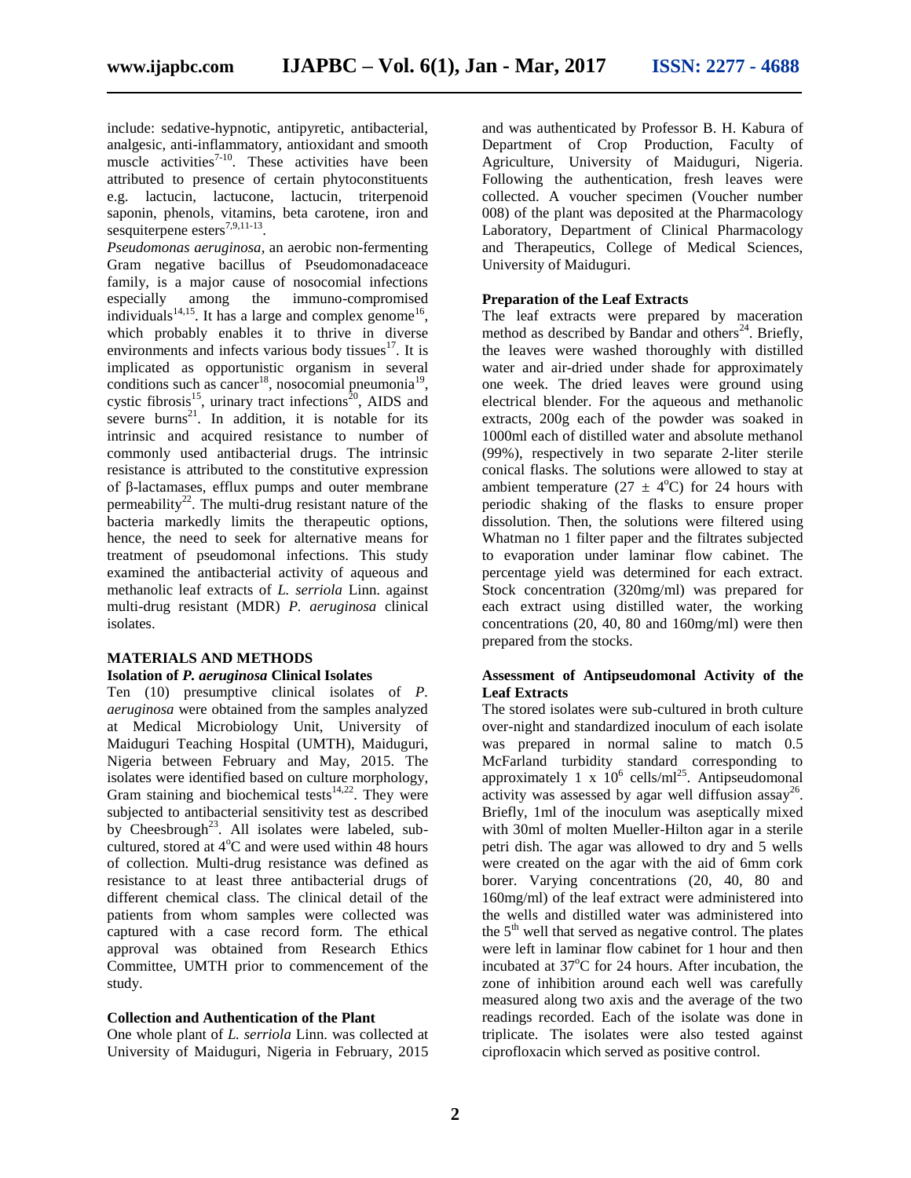include: sedative-hypnotic, antipyretic, antibacterial, analgesic, anti-inflammatory, antioxidant and smooth muscle activities[7-10]. These activities have been attributed to presence of certain phytoconstituents e.g. lactucin, lactucone, lactucin, triterpenoid saponin, phenols, vitamins, beta carotene, iron and sesquiterpene esters[7,9,11-13].

*Pseudomonas aeruginosa*, an aerobic non-fermenting Gram negative bacillus of Pseudomonadaceace family, is a major cause of nosocomial infections especially among the immuno-compromised individuals[14,15]. It has a large and complex genome[16], which probably enables it to thrive in diverse environments and infects various body tissues[17]. It is implicated as opportunistic organism in several conditions such as cancer[18], nosocomial pneumonia[19], cystic fibrosis[15], urinary tract infections[20], AIDS and severe burns[21]. In addition, it is notable for its intrinsic and acquired resistance to number of commonly used antibacterial drugs. The intrinsic resistance is attributed to the constitutive expression of β-lactamases, efflux pumps and outer membrane permeability[22]. The multi-drug resistant nature of the bacteria markedly limits the therapeutic options, hence, the need to seek for alternative means for treatment of pseudomonal infections. This study examined the antibacterial activity of aqueous and methanolic leaf extracts of *L. serriola* Linn. against multi-drug resistant (MDR) *P. aeruginosa* clinical isolates.

## MATERIALS AND METHODS

### Isolation of *P. aeruginosa* Clinical Isolates

Ten (10) presumptive clinical isolates of *P. aeruginosa* were obtained from the samples analyzed at Medical Microbiology Unit, University of Maiduguri Teaching Hospital (UMTH), Maiduguri, Nigeria between February and May, 2015. The isolates were identified based on culture morphology, Gram staining and biochemical tests[14,22]. They were subjected to antibacterial sensitivity test as described by Cheesbrough[23]. All isolates were labeled, sub-cultured, stored at 4°C and were used within 48 hours of collection. Multi-drug resistance was defined as resistance to at least three antibacterial drugs of different chemical class. The clinical detail of the patients from whom samples were collected was captured with a case record form. The ethical approval was obtained from Research Ethics Committee, UMTH prior to commencement of the study.

### Collection and Authentication of the Plant

One whole plant of *L. serriola* Linn. was collected at University of Maiduguri, Nigeria in February, 2015 and was authenticated by Professor B. H. Kabura of Department of Crop Production, Faculty of Agriculture, University of Maiduguri, Nigeria. Following the authentication, fresh leaves were collected. A voucher specimen (Voucher number 008) of the plant was deposited at the Pharmacology Laboratory, Department of Clinical Pharmacology and Therapeutics, College of Medical Sciences, University of Maiduguri.

### Preparation of the Leaf Extracts

The leaf extracts were prepared by maceration method as described by Bandar and others[24]. Briefly, the leaves were washed thoroughly with distilled water and air-dried under shade for approximately one week. The dried leaves were ground using electrical blender. For the aqueous and methanolic extracts, 200g each of the powder was soaked in 1000ml each of distilled water and absolute methanol (99%), respectively in two separate 2-liter sterile conical flasks. The solutions were allowed to stay at ambient temperature (27 ± 4°C) for 24 hours with periodic shaking of the flasks to ensure proper dissolution. Then, the solutions were filtered using Whatman no 1 filter paper and the filtrates subjected to evaporation under laminar flow cabinet. The percentage yield was determined for each extract. Stock concentration (320mg/ml) was prepared for each extract using distilled water, the working concentrations (20, 40, 80 and 160mg/ml) were then prepared from the stocks.

### Assessment of Antipseudomonal Activity of the Leaf Extracts

The stored isolates were sub-cultured in broth culture over-night and standardized inoculum of each isolate was prepared in normal saline to match 0.5 McFarland turbidity standard corresponding to approximately $1 \times 10^6$ cells/ml[25]. Antipseudomonal activity was assessed by agar well diffusion assay[26]. Briefly, 1ml of the inoculum was aseptically mixed with 30ml of molten Mueller-Hilton agar in a sterile petri dish. The agar was allowed to dry and 5 wells were created on the agar with the aid of 6mm cork borer. Varying concentrations (20, 40, 80 and 160mg/ml) of the leaf extract were administered into the wells and distilled water was administered into the 5th well that served as negative control. The plates were left in laminar flow cabinet for 1 hour and then incubated at 37°C for 24 hours. After incubation, the zone of inhibition around each well was carefully measured along two axis and the average of the two readings recorded. Each of the isolate was done in triplicate. The isolates were also tested against ciprofloxacin which served as positive control.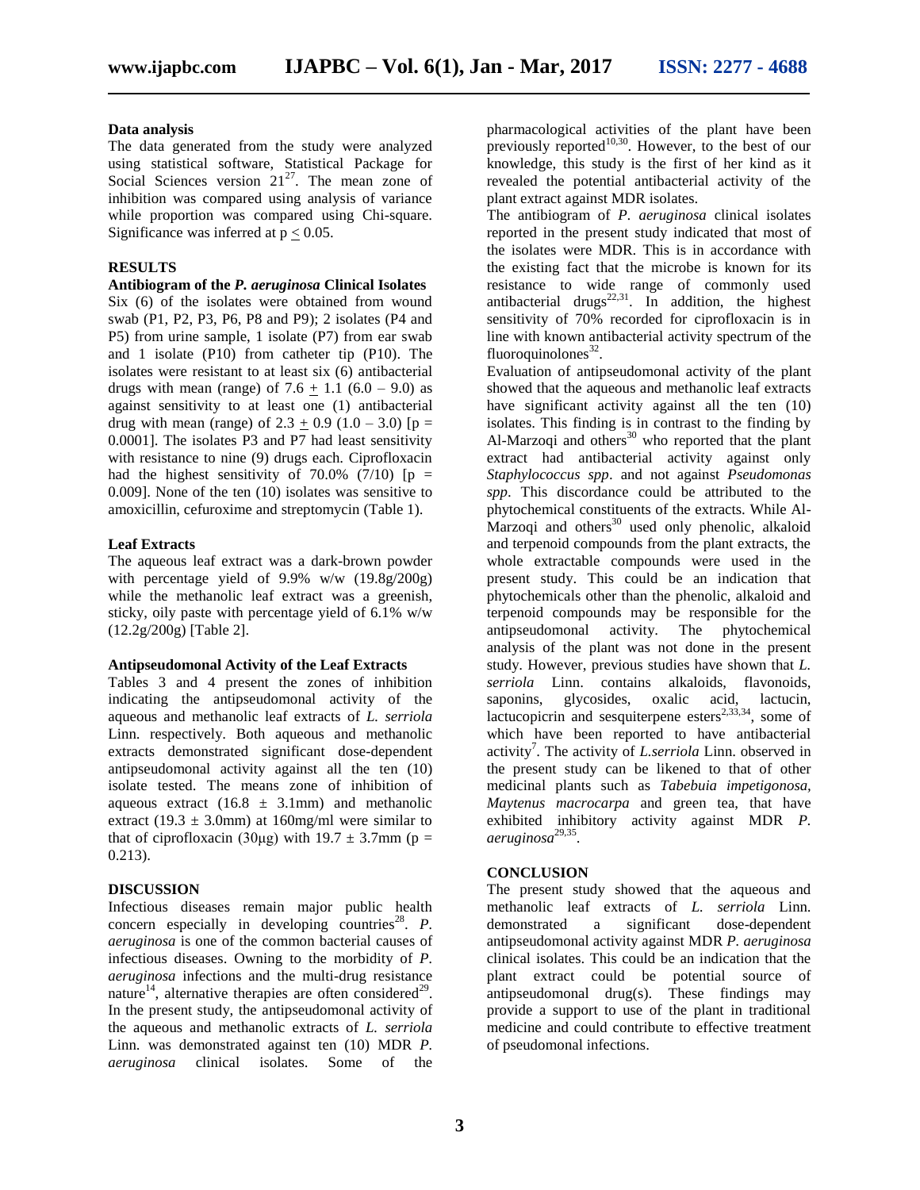**Data analysis**

The data generated from the study were analyzed using statistical software, Statistical Package for Social Sciences version 21[27]. The mean zone of inhibition was compared using analysis of variance while proportion was compared using Chi-square. Significance was inferred at $p \leq 0.05$.

**RESULTS**

**Antibiogram of the *P. aeruginosa* Clinical Isolates**

Six (6) of the isolates were obtained from wound swab (P1, P2, P3, P6, P8 and P9); 2 isolates (P4 and P5) from urine sample, 1 isolate (P7) from ear swab and 1 isolate (P10) from catheter tip (P10). The isolates were resistant to at least six (6) antibacterial drugs with mean (range) of $7.6 \pm 1.1$ (6.0 – 9.0) as against sensitivity to at least one (1) antibacterial drug with mean (range) of $2.3 \pm 0.9$ (1.0 – 3.0) [$p = 0.0001$]. The isolates P3 and P7 had least sensitivity with resistance to nine (9) drugs each. Ciprofloxacin had the highest sensitivity of 70.0% (7/10) [$p = 0.009$]. None of the ten (10) isolates was sensitive to amoxicillin, cefuroxime and streptomycin (Table 1).

**Leaf Extracts**

The aqueous leaf extract was a dark-brown powder with percentage yield of 9.9% w/w (19.8g/200g) while the methanolic leaf extract was a greenish, sticky, oily paste with percentage yield of 6.1% w/w (12.2g/200g) [Table 2].

**Antipseudomonal Activity of the Leaf Extracts**

Tables 3 and 4 present the zones of inhibition indicating the antipseudomonal activity of the aqueous and methanolic leaf extracts of *L. serriola* Linn. respectively. Both aqueous and methanolic extracts demonstrated significant dose-dependent antipseudomonal activity against all the ten (10) isolate tested. The means zone of inhibition of aqueous extract ($16.8 \pm 3.1$mm) and methanolic extract ($19.3 \pm 3.0$mm) at 160mg/ml were similar to that of ciprofloxacin (30μg) with $19.7 \pm 3.7$mm ($p = 0.213$).

**DISCUSSION**

Infectious diseases remain major public health concern especially in developing countries[28]. *P. aeruginosa* is one of the common bacterial causes of infectious diseases. Owning to the morbidity of *P. aeruginosa* infections and the multi-drug resistance nature[14], alternative therapies are often considered[29]. In the present study, the antipseudomonal activity of the aqueous and methanolic extracts of *L. serriola* Linn. was demonstrated against ten (10) MDR *P. aeruginosa* clinical isolates. Some of the pharmacological activities of the plant have been previously reported[10,30]. However, to the best of our knowledge, this study is the first of her kind as it revealed the potential antibacterial activity of the plant extract against MDR isolates.

The antibiogram of *P. aeruginosa* clinical isolates reported in the present study indicated that most of the isolates were MDR. This is in accordance with the existing fact that the microbe is known for its resistance to wide range of commonly used antibacterial drugs[22,31]. In addition, the highest sensitivity of 70% recorded for ciprofloxacin is in line with known antibacterial activity spectrum of the fluoroquinolones[32].

Evaluation of antipseudomonal activity of the plant showed that the aqueous and methanolic leaf extracts have significant activity against all the ten (10) isolates. This finding is in contrast to the finding by Al-Marzoqi and others[30] who reported that the plant extract had antibacterial activity against only *Staphylococcus spp*. and not against *Pseudomonas spp*. This discordance could be attributed to the phytochemical constituents of the extracts. While Al-Marzoqi and others[30] used only phenolic, alkaloid and terpenoid compounds from the plant extracts, the whole extractable compounds were used in the present study. This could be an indication that phytochemicals other than the phenolic, alkaloid and terpenoid compounds may be responsible for the antipseudomonal activity. The phytochemical analysis of the plant was not done in the present study. However, previous studies have shown that *L. serriola* Linn. contains alkaloids, flavonoids, saponins, glycosides, oxalic acid, lactucin, lactucopicrin and sesquiterpene esters[2,33,34], some of which have been reported to have antibacterial activity[7]. The activity of *L.serriola* Linn. observed in the present study can be likened to that of other medicinal plants such as *Tabebuia impetigonosa, Maytenus macrocarpa* and green tea, that have exhibited inhibitory activity against MDR *P. aeruginosa*[29,35].

**CONCLUSION**

The present study showed that the aqueous and methanolic leaf extracts of *L. serriola* Linn. demonstrated a significant dose-dependent antipseudomonal activity against MDR *P. aeruginosa* clinical isolates. This could be an indication that the plant extract could be potential source of antipseudomonal drug(s). These findings may provide a support to use of the plant in traditional medicine and could contribute to effective treatment of pseudomonal infections.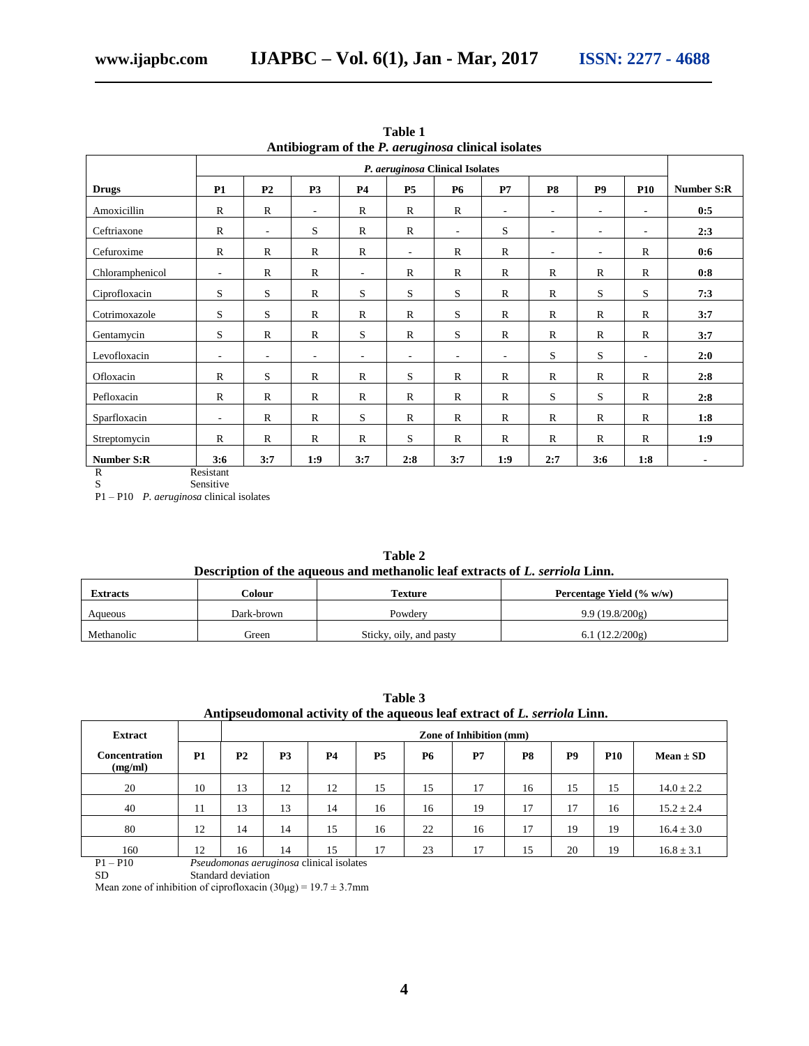**Table 1**
**Antibiogram of the *P. aeruginosa* clinical isolates**

| | *P. aeruginosa* Clinical Isolates | | | | | | | | | | |
|---|---|---|---|---|---|---|---|---|---|---|---|
| **Drugs** | **P1** | **P2** | **P3** | **P4** | **P5** | **P6** | **P7** | **P8** | **P9** | **P10** | **Number S:R** |
| Amoxicillin | R | R | - | R | R | R | - | - | - | - | **0:5** |
| Ceftriaxone | R | - | S | R | R | - | S | - | - | - | **2:3** |
| Cefuroxime | R | R | R | R | - | R | R | - | - | R | **0:6** |
| Chloramphenicol | - | R | R | - | R | R | R | R | R | R | **0:8** |
| Ciprofloxacin | S | S | R | S | S | S | R | R | S | S | **7:3** |
| Cotrimoxazole | S | S | R | R | R | S | R | R | R | R | **3:7** |
| Gentamycin | S | R | R | S | R | S | R | R | R | R | **3:7** |
| Levofloxacin | - | - | - | - | - | - | - | S | S | - | **2:0** |
| Ofloxacin | R | S | R | R | S | R | R | R | R | R | **2:8** |
| Pefloxacin | R | R | R | R | R | R | R | S | S | R | **2:8** |
| Sparfloxacin | - | R | R | S | R | R | R | R | R | R | **1:8** |
| Streptomycin | R | R | R | R | S | R | R | R | R | R | **1:9** |
| **Number S:R** | **3:6** | **3:7** | **1:9** | **3:7** | **2:8** | **3:7** | **1:9** | **2:7** | **3:6** | **1:8** | - |

R Resistant
S Sensitive
P1 – P10 *P. aeruginosa* clinical isolates

**Table 2**
**Description of the aqueous and methanolic leaf extracts of *L. serriola* Linn.**

| **Extracts** | **Colour** | **Texture** | **Percentage Yield (% w/w)** |
|---|---|---|---|
| Aqueous | Dark-brown | Powdery | 9.9 (19.8/200g) |
| Methanolic | Green | Sticky, oily, and pasty | 6.1 (12.2/200g) |

**Table 3**
**Antipseudomonal activity of the aqueous leaf extract of *L. serriola* Linn.**

| **Extract** | | Zone of Inhibition (mm) | | | | | | | | | |
|---|---|---|---|---|---|---|---|---|---|---|---|
| **Concentration (mg/ml)** | **P1** | **P2** | **P3** | **P4** | **P5** | **P6** | **P7** | **P8** | **P9** | **P10** | **Mean ± SD** |
| 20 | 10 | 13 | 12 | 12 | 15 | 15 | 17 | 16 | 15 | 15 | 14.0 ± 2.2 |
| 40 | 11 | 13 | 13 | 14 | 16 | 16 | 19 | 17 | 17 | 16 | 15.2 ± 2.4 |
| 80 | 12 | 14 | 14 | 15 | 16 | 22 | 16 | 17 | 19 | 19 | 16.4 ± 3.0 |
| 160 | 12 | 16 | 14 | 15 | 17 | 23 | 17 | 15 | 20 | 19 | 16.8 ± 3.1 |

P1 – P10 *Pseudomonas aeruginosa* clinical isolates
SD Standard deviation
Mean zone of inhibition of ciprofloxacin (30μg) = 19.7 ± 3.7mm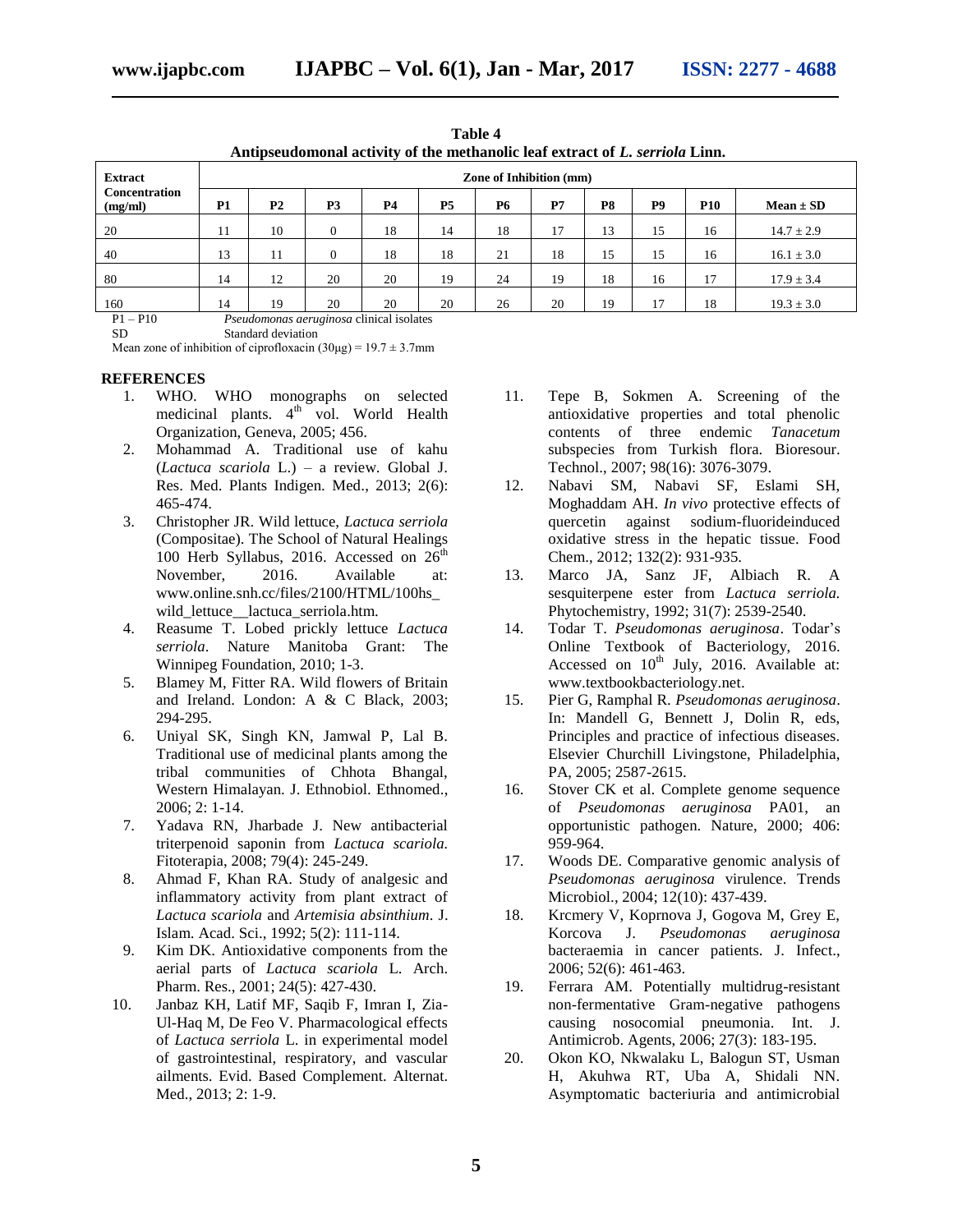**Table 4**
**Antipseudomonal activity of the methanolic leaf extract of *L. serriola* Linn.**

| Extract Concentration (mg/ml) | Zone of Inhibition (mm) | | | | | | | | | | |
|---|---|---|---|---|---|---|---|---|---|---|---|
| | P1 | P2 | P3 | P4 | P5 | P6 | P7 | P8 | P9 | P10 | Mean ± SD |
| 20 | 11 | 10 | 0 | 18 | 14 | 18 | 17 | 13 | 15 | 16 | 14.7 ± 2.9 |
| 40 | 13 | 11 | 0 | 18 | 18 | 21 | 18 | 15 | 15 | 16 | 16.1 ± 3.0 |
| 80 | 14 | 12 | 20 | 20 | 19 | 24 | 19 | 18 | 16 | 17 | 17.9 ± 3.4 |
| 160 | 14 | 19 | 20 | 20 | 20 | 26 | 20 | 19 | 17 | 18 | 19.3 ± 3.0 |

P1 – P10 &nbsp;&nbsp;&nbsp; *Pseudomonas aeruginosa* clinical isolates
SD &nbsp;&nbsp;&nbsp; Standard deviation
Mean zone of inhibition of ciprofloxacin (30µg) = 19.7 ± 3.7mm

## REFERENCES

1. WHO. WHO monographs on selected medicinal plants. 4th vol. World Health Organization, Geneva, 2005; 456.
2. Mohammad A. Traditional use of kahu (*Lactuca scariola* L.) – a review. Global J. Res. Med. Plants Indigen. Med., 2013; 2(6): 465-474.
3. Christopher JR. Wild lettuce, *Lactuca serriola* (Compositae). The School of Natural Healings 100 Herb Syllabus, 2016. Accessed on 26th November, 2016. Available at: www.online.snh.cc/files/2100/HTML/100hs_wild_lettuce__lactuca_serriola.htm.
4. Reasume T. Lobed prickly lettuce *Lactuca serriola*. Nature Manitoba Grant: The Winnipeg Foundation, 2010; 1-3.
5. Blamey M, Fitter RA. Wild flowers of Britain and Ireland. London: A & C Black, 2003; 294-295.
6. Uniyal SK, Singh KN, Jamwal P, Lal B. Traditional use of medicinal plants among the tribal communities of Chhota Bhangal, Western Himalayan. J. Ethnobiol. Ethnomed., 2006; 2: 1-14.
7. Yadava RN, Jharbade J. New antibacterial triterpenoid saponin from *Lactuca scariola.* Fitoterapia, 2008; 79(4): 245-249.
8. Ahmad F, Khan RA. Study of analgesic and inflammatory activity from plant extract of *Lactuca scariola* and *Artemisia absinthium*. J. Islam. Acad. Sci., 1992; 5(2): 111-114.
9. Kim DK. Antioxidative components from the aerial parts of *Lactuca scariola* L. Arch. Pharm. Res., 2001; 24(5): 427-430.
10. Janbaz KH, Latif MF, Saqib F, Imran I, Zia-Ul-Haq M, De Feo V. Pharmacological effects of *Lactuca serriola* L. in experimental model of gastrointestinal, respiratory, and vascular ailments. Evid. Based Complement. Alternat. Med., 2013; 2: 1-9.
11. Tepe B, Sokmen A. Screening of the antioxidative properties and total phenolic contents of three endemic *Tanacetum* subspecies from Turkish flora. Bioresour. Technol., 2007; 98(16): 3076-3079.
12. Nabavi SM, Nabavi SF, Eslami SH, Moghaddam AH. *In vivo* protective effects of quercetin against sodium-fluorideinduced oxidative stress in the hepatic tissue. Food Chem., 2012; 132(2): 931-935.
13. Marco JA, Sanz JF, Albiach R. A sesquiterpene ester from *Lactuca serriola.* Phytochemistry, 1992; 31(7): 2539-2540.
14. Todar T. *Pseudomonas aeruginosa*. Todar's Online Textbook of Bacteriology, 2016. Accessed on 10th July, 2016. Available at: www.textbookbacteriology.net.
15. Pier G, Ramphal R. *Pseudomonas aeruginosa*. In: Mandell G, Bennett J, Dolin R, eds, Principles and practice of infectious diseases. Elsevier Churchill Livingstone, Philadelphia, PA, 2005; 2587-2615.
16. Stover CK et al. Complete genome sequence of *Pseudomonas aeruginosa* PA01, an opportunistic pathogen. Nature, 2000; 406: 959-964.
17. Woods DE. Comparative genomic analysis of *Pseudomonas aeruginosa* virulence. Trends Microbiol., 2004; 12(10): 437-439.
18. Krcmery V, Koprnova J, Gogova M, Grey E, Korcova J. *Pseudomonas aeruginosa* bacteraemia in cancer patients. J. Infect., 2006; 52(6): 461-463.
19. Ferrara AM. Potentially multidrug-resistant non-fermentative Gram-negative pathogens causing nosocomial pneumonia. Int. J. Antimicrob. Agents, 2006; 27(3): 183-195.
20. Okon KO, Nkwalaku L, Balogun ST, Usman H, Akuhwa RT, Uba A, Shidali NN. Asymptomatic bacteriuria and antimicrobial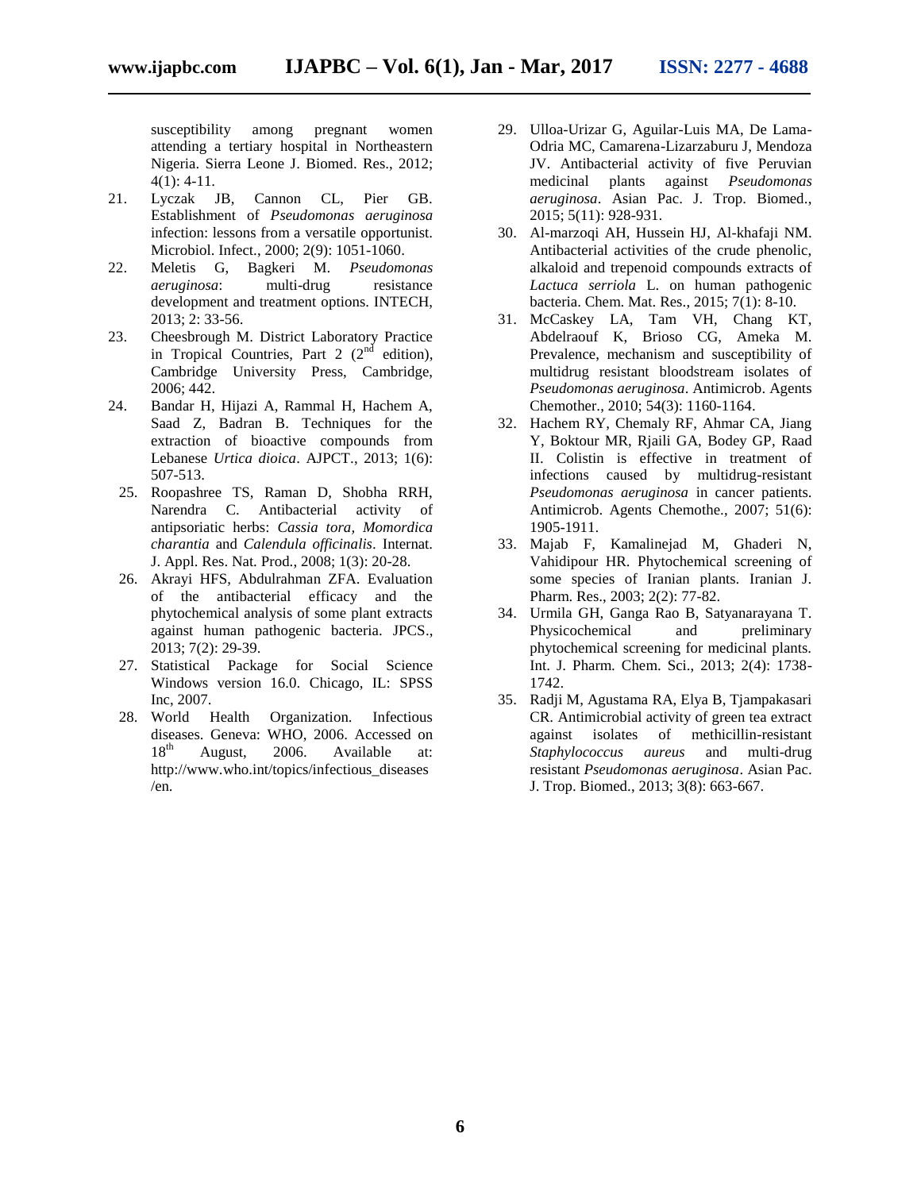susceptibility among pregnant women attending a tertiary hospital in Northeastern Nigeria. Sierra Leone J. Biomed. Res., 2012; 4(1): 4-11.

21. Lyczak JB, Cannon CL, Pier GB. Establishment of *Pseudomonas aeruginosa* infection: lessons from a versatile opportunist. Microbiol. Infect., 2000; 2(9): 1051-1060.
22. Meletis G, Bagkeri M. *Pseudomonas aeruginosa*: multi-drug resistance development and treatment options. INTECH, 2013; 2: 33-56.
23. Cheesbrough M. District Laboratory Practice in Tropical Countries, Part 2 (2nd edition), Cambridge University Press, Cambridge, 2006; 442.
24. Bandar H, Hijazi A, Rammal H, Hachem A, Saad Z, Badran B. Techniques for the extraction of bioactive compounds from Lebanese *Urtica dioica*. AJPCT., 2013; 1(6): 507-513.
25. Roopashree TS, Raman D, Shobha RRH, Narendra C. Antibacterial activity of antipsoriatic herbs: *Cassia tora, Momordica charantia* and *Calendula officinalis*. Internat. J. Appl. Res. Nat. Prod., 2008; 1(3): 20-28.
26. Akrayi HFS, Abdulrahman ZFA. Evaluation of the antibacterial efficacy and the phytochemical analysis of some plant extracts against human pathogenic bacteria. JPCS., 2013; 7(2): 29-39.
27. Statistical Package for Social Science Windows version 16.0. Chicago, IL: SPSS Inc, 2007.
28. World Health Organization. Infectious diseases. Geneva: WHO, 2006. Accessed on 18th August, 2006. Available at: http://www.who.int/topics/infectious_diseases/en.
29. Ulloa-Urizar G, Aguilar-Luis MA, De Lama-Odria MC, Camarena-Lizarzaburu J, Mendoza JV. Antibacterial activity of five Peruvian medicinal plants against *Pseudomonas aeruginosa*. Asian Pac. J. Trop. Biomed., 2015; 5(11): 928-931.
30. Al-marzoqi AH, Hussein HJ, Al-khafaji NM. Antibacterial activities of the crude phenolic, alkaloid and trepenoid compounds extracts of *Lactuca serriola* L. on human pathogenic bacteria. Chem. Mat. Res., 2015; 7(1): 8-10.
31. McCaskey LA, Tam VH, Chang KT, Abdelraouf K, Brioso CG, Ameka M. Prevalence, mechanism and susceptibility of multidrug resistant bloodstream isolates of *Pseudomonas aeruginosa*. Antimicrob. Agents Chemother., 2010; 54(3): 1160-1164.
32. Hachem RY, Chemaly RF, Ahmar CA, Jiang Y, Boktour MR, Rjaili GA, Bodey GP, Raad II. Colistin is effective in treatment of infections caused by multidrug-resistant *Pseudomonas aeruginosa* in cancer patients. Antimicrob. Agents Chemothe., 2007; 51(6): 1905-1911.
33. Majab F, Kamalinejad M, Ghaderi N, Vahidipour HR. Phytochemical screening of some species of Iranian plants. Iranian J. Pharm. Res., 2003; 2(2): 77-82.
34. Urmila GH, Ganga Rao B, Satyanarayana T. Physicochemical and preliminary phytochemical screening for medicinal plants. Int. J. Pharm. Chem. Sci., 2013; 2(4): 1738-1742.
35. Radji M, Agustama RA, Elya B, Tjampakasari CR. Antimicrobial activity of green tea extract against isolates of methicillin-resistant *Staphylococcus aureus* and multi-drug resistant *Pseudomonas aeruginosa*. Asian Pac. J. Trop. Biomed., 2013; 3(8): 663-667.